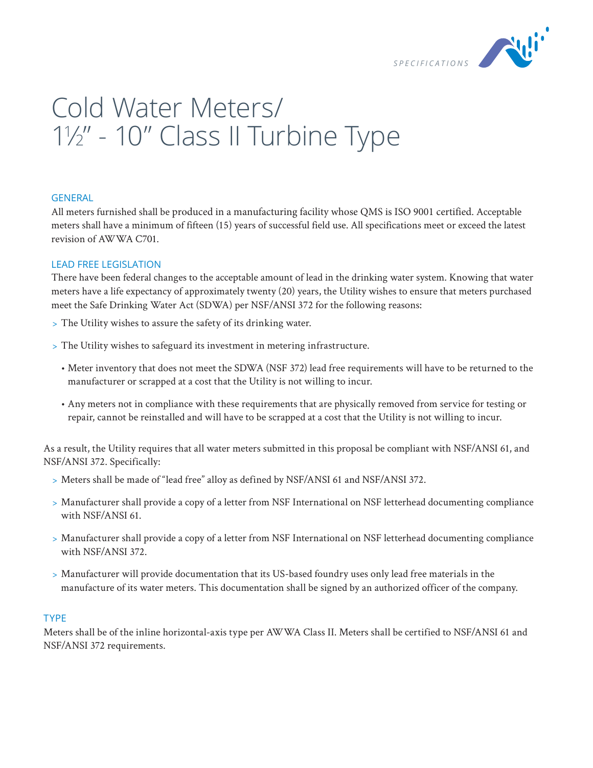# Cold Water Meters/ 1½" - 10" Class II Turbine Type

## GENERAL

All meters furnished shall be produced in a manufacturing facility whose QMS is ISO 9001 certified. Acceptable meters shall have a minimum of fifteen (15) years of successful field use. All specifications meet or exceed the latest revision of AWWA C701.

## LEAD FREE LEGISLATION

There have been federal changes to the acceptable amount of lead in the drinking water system. Knowing that water meters have a life expectancy of approximately twenty (20) years, the Utility wishes to ensure that meters purchased meet the Safe Drinking Water Act (SDWA) per NSF/ANSI 372 for the following reasons:

- The Utility wishes to assure the safety of its drinking water.
- The Utility wishes to safeguard its investment in metering infrastructure.
  - Meter inventory that does not meet the SDWA (NSF 372) lead free requirements will have to be returned to the manufacturer or scrapped at a cost that the Utility is not willing to incur.
  - Any meters not in compliance with these requirements that are physically removed from service for testing or repair, cannot be reinstalled and will have to be scrapped at a cost that the Utility is not willing to incur.

As a result, the Utility requires that all water meters submitted in this proposal be compliant with NSF/ANSI 61, and NSF/ANSI 372. Specifically:

- Meters shall be made of "lead free" alloy as defined by NSF/ANSI 61 and NSF/ANSI 372.
- Manufacturer shall provide a copy of a letter from NSF International on NSF letterhead documenting compliance with NSF/ANSI 61.
- Manufacturer shall provide a copy of a letter from NSF International on NSF letterhead documenting compliance with NSF/ANSI 372.
- Manufacturer will provide documentation that its US-based foundry uses only lead free materials in the manufacture of its water meters. This documentation shall be signed by an authorized officer of the company.

## TYPE

Meters shall be of the inline horizontal-axis type per AWWA Class II. Meters shall be certified to NSF/ANSI 61 and NSF/ANSI 372 requirements.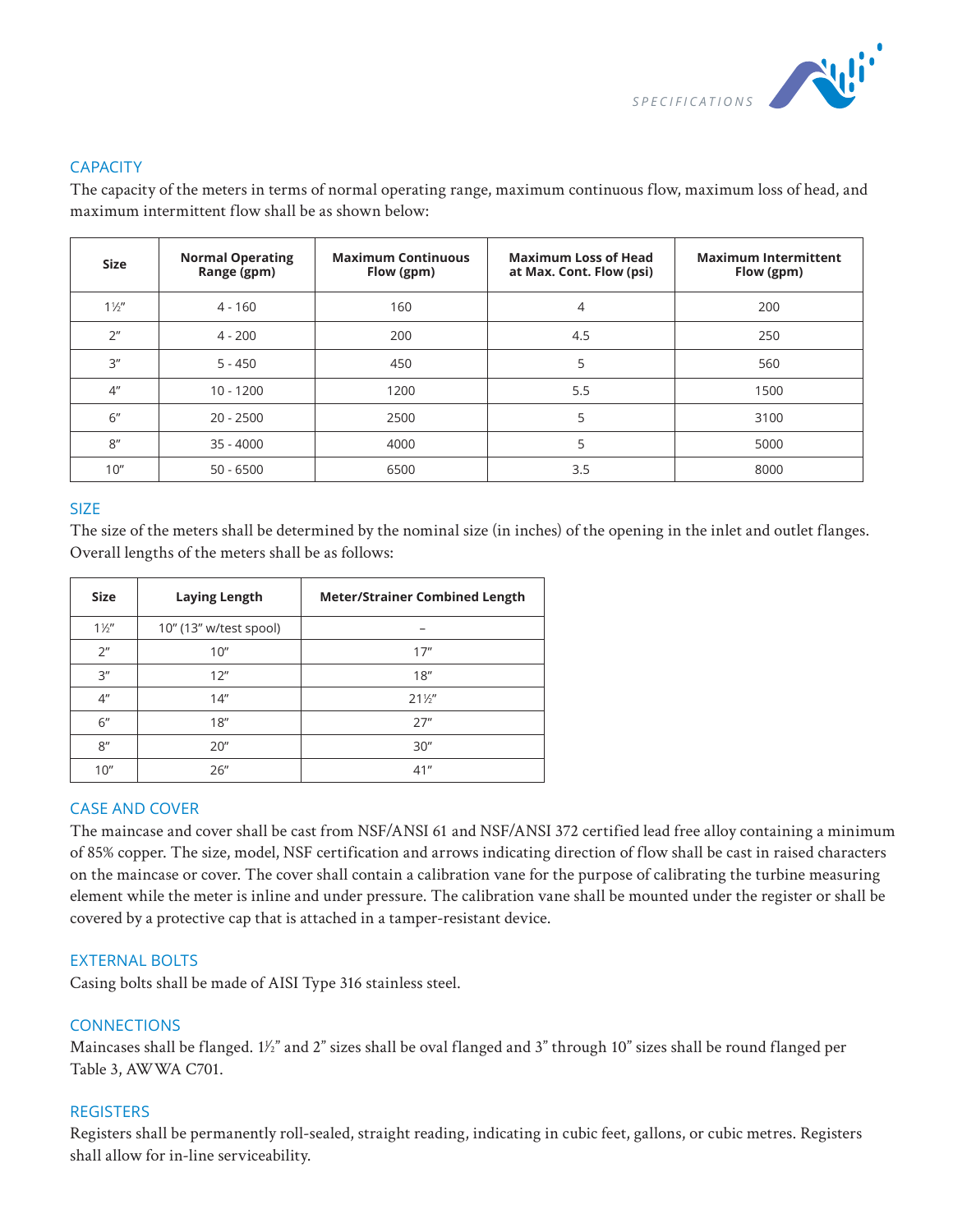## CAPACITY

The capacity of the meters in terms of normal operating range, maximum continuous flow, maximum loss of head, and maximum intermittent flow shall be as shown below:

| Size | Normal Operating Range (gpm) | Maximum Continuous Flow (gpm) | Maximum Loss of Head at Max. Cont. Flow (psi) | Maximum Intermittent Flow (gpm) |
|---|---|---|---|---|
| 1½" | 4 - 160 | 160 | 4 | 200 |
| 2" | 4 - 200 | 200 | 4.5 | 250 |
| 3" | 5 - 450 | 450 | 5 | 560 |
| 4" | 10 - 1200 | 1200 | 5.5 | 1500 |
| 6" | 20 - 2500 | 2500 | 5 | 3100 |
| 8" | 35 - 4000 | 4000 | 5 | 5000 |
| 10" | 50 - 6500 | 6500 | 3.5 | 8000 |

## SIZE

The size of the meters shall be determined by the nominal size (in inches) of the opening in the inlet and outlet flanges. Overall lengths of the meters shall be as follows:

| Size | Laying Length | Meter/Strainer Combined Length |
|---|---|---|
| 1½" | 10" (13" w/test spool) | – |
| 2" | 10" | 17" |
| 3" | 12" | 18" |
| 4" | 14" | 21½" |
| 6" | 18" | 27" |
| 8" | 20" | 30" |
| 10" | 26" | 41" |

## CASE AND COVER

The maincase and cover shall be cast from NSF/ANSI 61 and NSF/ANSI 372 certified lead free alloy containing a minimum of 85% copper. The size, model, NSF certification and arrows indicating direction of flow shall be cast in raised characters on the maincase or cover. The cover shall contain a calibration vane for the purpose of calibrating the turbine measuring element while the meter is inline and under pressure. The calibration vane shall be mounted under the register or shall be covered by a protective cap that is attached in a tamper-resistant device.

## EXTERNAL BOLTS

Casing bolts shall be made of AISI Type 316 stainless steel.

## CONNECTIONS

Maincases shall be flanged. 1½" and 2" sizes shall be oval flanged and 3" through 10" sizes shall be round flanged per Table 3, AWWA C701.

## REGISTERS

Registers shall be permanently roll-sealed, straight reading, indicating in cubic feet, gallons, or cubic metres. Registers shall allow for in-line serviceability.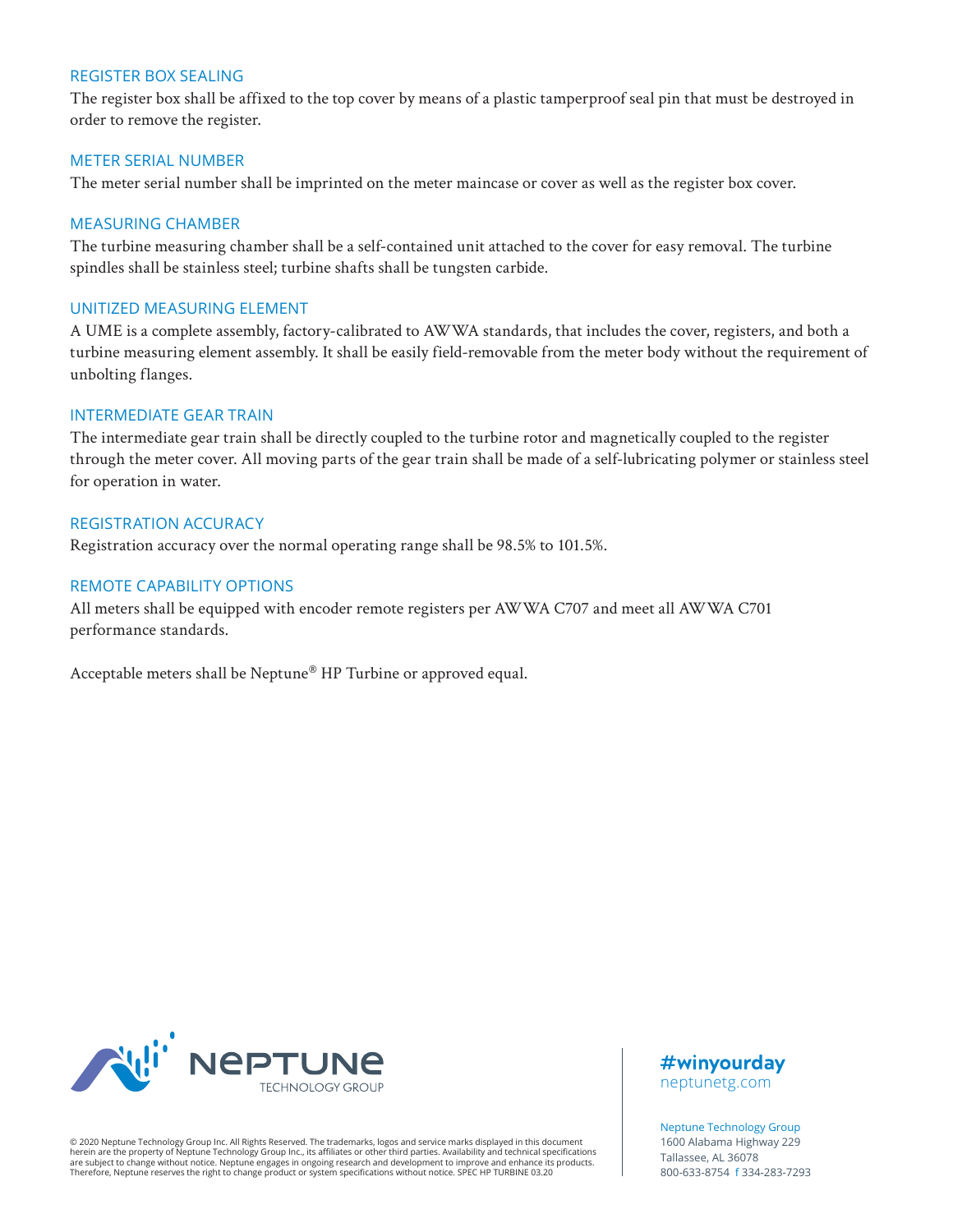### REGISTER BOX SEALING

The register box shall be affixed to the top cover by means of a plastic tamperproof seal pin that must be destroyed in order to remove the register.

### METER SERIAL NUMBER

The meter serial number shall be imprinted on the meter maincase or cover as well as the register box cover.

### MEASURING CHAMBER

The turbine measuring chamber shall be a self-contained unit attached to the cover for easy removal. The turbine spindles shall be stainless steel; turbine shafts shall be tungsten carbide.

### UNITIZED MEASURING ELEMENT

A UME is a complete assembly, factory-calibrated to AWWA standards, that includes the cover, registers, and both a turbine measuring element assembly. It shall be easily field-removable from the meter body without the requirement of unbolting flanges.

### INTERMEDIATE GEAR TRAIN

The intermediate gear train shall be directly coupled to the turbine rotor and magnetically coupled to the register through the meter cover. All moving parts of the gear train shall be made of a self-lubricating polymer or stainless steel for operation in water.

### REGISTRATION ACCURACY

Registration accuracy over the normal operating range shall be 98.5% to 101.5%.

### REMOTE CAPABILITY OPTIONS

All meters shall be equipped with encoder remote registers per AWWA C707 and meet all AWWA C701 performance standards.

Acceptable meters shall be Neptune® HP Turbine or approved equal.

NEPTUNE TECHNOLOGY GROUP

#winyourday
neptunetg.com

Neptune Technology Group
1600 Alabama Highway 229
Tallassee, AL 36078
800-633-8754 f 334-283-7293

© 2020 Neptune Technology Group Inc. All Rights Reserved. The trademarks, logos and service marks displayed in this document herein are the property of Neptune Technology Group Inc., its affiliates or other third parties. Availability and technical specifications are subject to change without notice. Neptune engages in ongoing research and development to improve and enhance its products. Therefore, Neptune reserves the right to change product or system specifications without notice. SPEC HP TURBINE 03.20